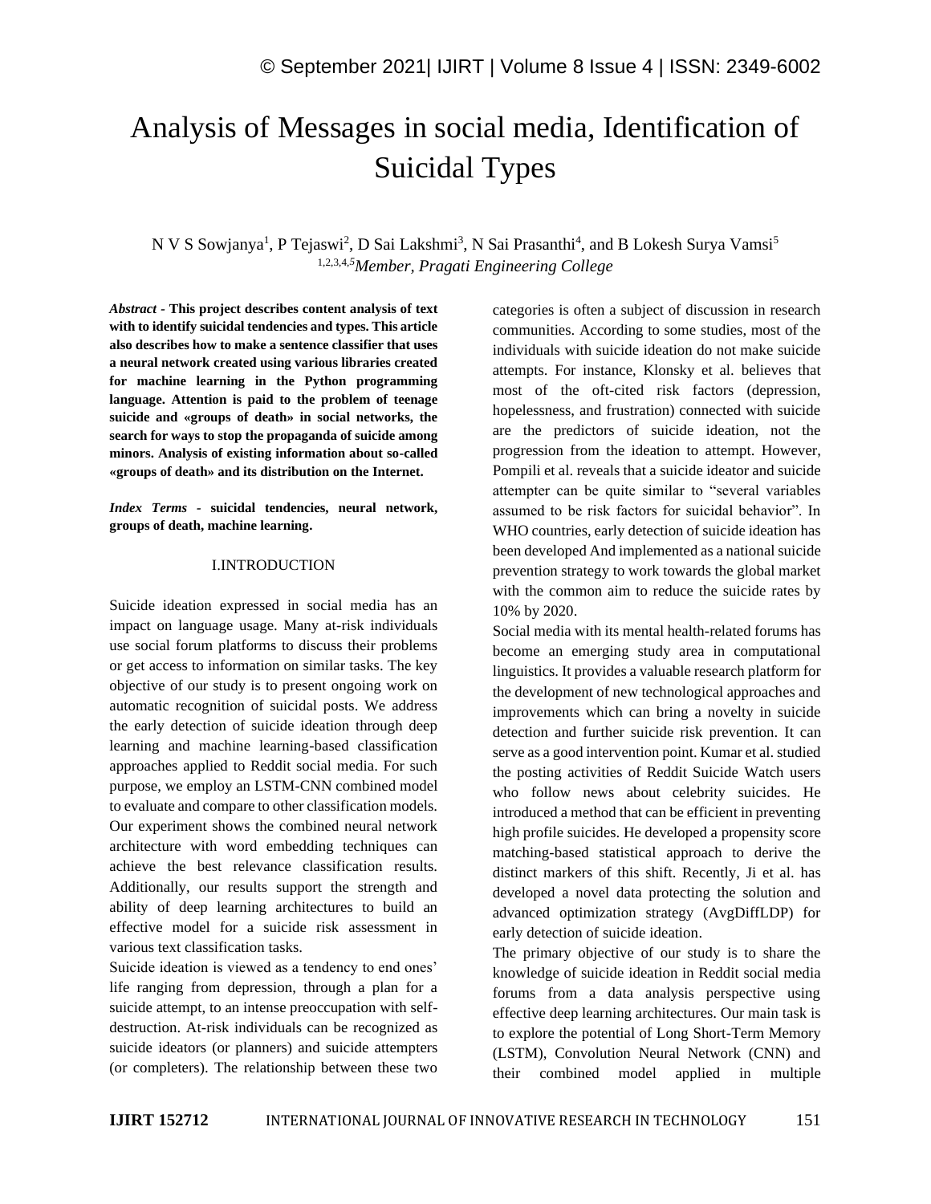# Analysis of Messages in social media, Identification of Suicidal Types

N V S Sowjanya[1], P Tejaswi[2], D Sai Lakshmi[3], N Sai Prasanthi[4], and B Lokesh Surya Vamsi[5]

[1,2,3,4,5]*Member, Pragati Engineering College*

***Abstract*** **- This project describes content analysis of text with to identify suicidal tendencies and types. This article also describes how to make a sentence classifier that uses a neural network created using various libraries created for machine learning in the Python programming language. Attention is paid to the problem of teenage suicide and «groups of death» in social networks, the search for ways to stop the propaganda of suicide among minors. Analysis of existing information about so-called «groups of death» and its distribution on the Internet.**

***Index Terms*** **- suicidal tendencies, neural network, groups of death, machine learning.**

## I.INTRODUCTION

Suicide ideation expressed in social media has an impact on language usage. Many at-risk individuals use social forum platforms to discuss their problems or get access to information on similar tasks. The key objective of our study is to present ongoing work on automatic recognition of suicidal posts. We address the early detection of suicide ideation through deep learning and machine learning-based classification approaches applied to Reddit social media. For such purpose, we employ an LSTM-CNN combined model to evaluate and compare to other classification models. Our experiment shows the combined neural network architecture with word embedding techniques can achieve the best relevance classification results. Additionally, our results support the strength and ability of deep learning architectures to build an effective model for a suicide risk assessment in various text classification tasks.

Suicide ideation is viewed as a tendency to end ones' life ranging from depression, through a plan for a suicide attempt, to an intense preoccupation with self-destruction. At-risk individuals can be recognized as suicide ideators (or planners) and suicide attempters (or completers). The relationship between these two categories is often a subject of discussion in research communities. According to some studies, most of the individuals with suicide ideation do not make suicide attempts. For instance, Klonsky et al. believes that most of the oft-cited risk factors (depression, hopelessness, and frustration) connected with suicide are the predictors of suicide ideation, not the progression from the ideation to attempt. However, Pompili et al. reveals that a suicide ideator and suicide attempter can be quite similar to "several variables assumed to be risk factors for suicidal behavior". In WHO countries, early detection of suicide ideation has been developed And implemented as a national suicide prevention strategy to work towards the global market with the common aim to reduce the suicide rates by 10% by 2020.

Social media with its mental health-related forums has become an emerging study area in computational linguistics. It provides a valuable research platform for the development of new technological approaches and improvements which can bring a novelty in suicide detection and further suicide risk prevention. It can serve as a good intervention point. Kumar et al. studied the posting activities of Reddit Suicide Watch users who follow news about celebrity suicides. He introduced a method that can be efficient in preventing high profile suicides. He developed a propensity score matching-based statistical approach to derive the distinct markers of this shift. Recently, Ji et al. has developed a novel data protecting the solution and advanced optimization strategy (AvgDiffLDP) for early detection of suicide ideation.

The primary objective of our study is to share the knowledge of suicide ideation in Reddit social media forums from a data analysis perspective using effective deep learning architectures. Our main task is to explore the potential of Long Short-Term Memory (LSTM), Convolution Neural Network (CNN) and their combined model applied in multiple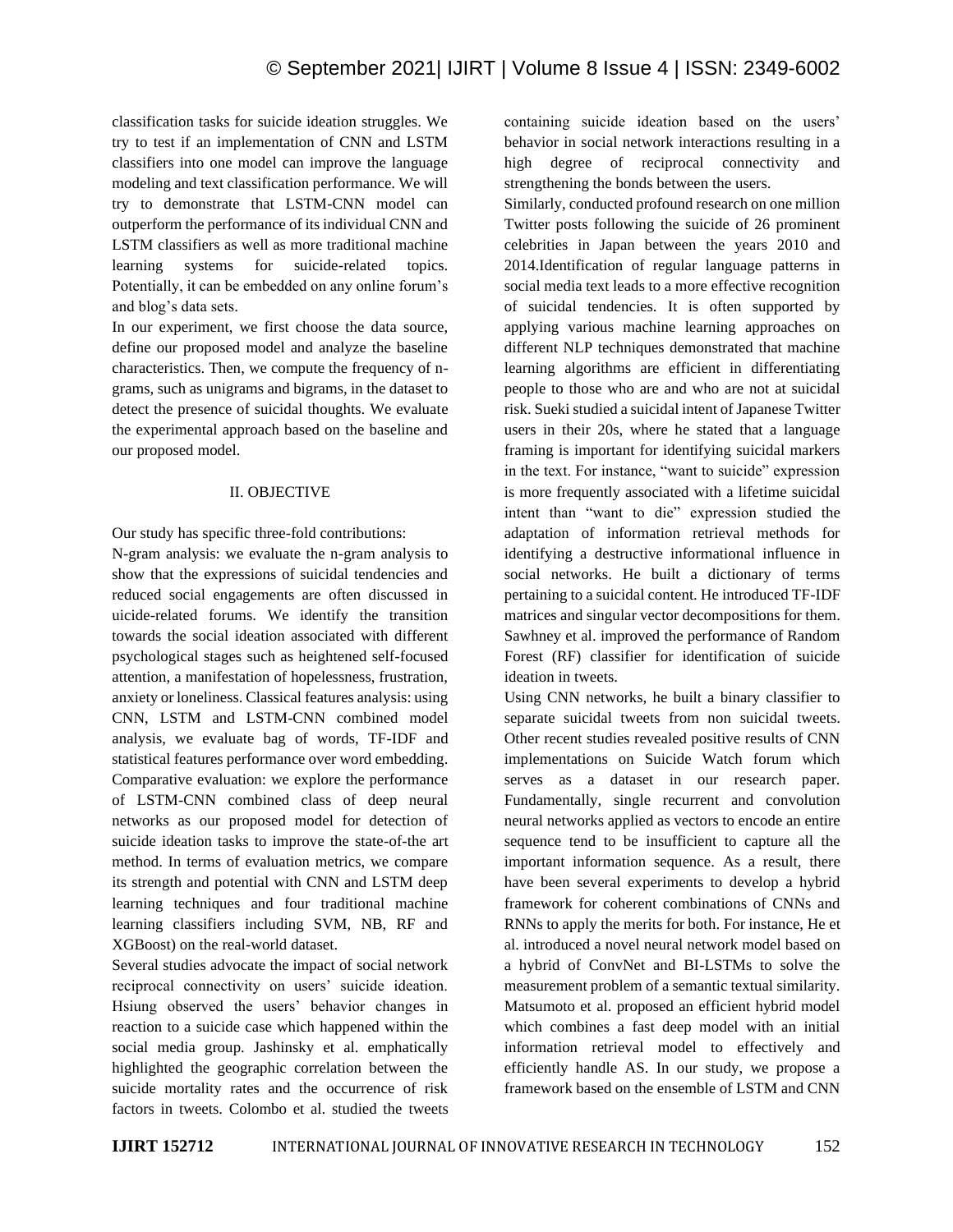classification tasks for suicide ideation struggles. We try to test if an implementation of CNN and LSTM classifiers into one model can improve the language modeling and text classification performance. We will try to demonstrate that LSTM-CNN model can outperform the performance of its individual CNN and LSTM classifiers as well as more traditional machine learning systems for suicide-related topics. Potentially, it can be embedded on any online forum's and blog's data sets.

In our experiment, we first choose the data source, define our proposed model and analyze the baseline characteristics. Then, we compute the frequency of n-grams, such as unigrams and bigrams, in the dataset to detect the presence of suicidal thoughts. We evaluate the experimental approach based on the baseline and our proposed model.

## II. OBJECTIVE

Our study has specific three-fold contributions:

N-gram analysis: we evaluate the n-gram analysis to show that the expressions of suicidal tendencies and reduced social engagements are often discussed in uicide-related forums. We identify the transition towards the social ideation associated with different psychological stages such as heightened self-focused attention, a manifestation of hopelessness, frustration, anxiety or loneliness. Classical features analysis: using CNN, LSTM and LSTM-CNN combined model analysis, we evaluate bag of words, TF-IDF and statistical features performance over word embedding. Comparative evaluation: we explore the performance of LSTM-CNN combined class of deep neural networks as our proposed model for detection of suicide ideation tasks to improve the state-of-the art method. In terms of evaluation metrics, we compare its strength and potential with CNN and LSTM deep learning techniques and four traditional machine learning classifiers including SVM, NB, RF and XGBoost) on the real-world dataset.

Several studies advocate the impact of social network reciprocal connectivity on users' suicide ideation. Hsiung observed the users' behavior changes in reaction to a suicide case which happened within the social media group. Jashinsky et al. emphatically highlighted the geographic correlation between the suicide mortality rates and the occurrence of risk factors in tweets. Colombo et al. studied the tweets containing suicide ideation based on the users' behavior in social network interactions resulting in a high degree of reciprocal connectivity and strengthening the bonds between the users.

Similarly, conducted profound research on one million Twitter posts following the suicide of 26 prominent celebrities in Japan between the years 2010 and 2014.Identification of regular language patterns in social media text leads to a more effective recognition of suicidal tendencies. It is often supported by applying various machine learning approaches on different NLP techniques demonstrated that machine learning algorithms are efficient in differentiating people to those who are and who are not at suicidal risk. Sueki studied a suicidal intent of Japanese Twitter users in their 20s, where he stated that a language framing is important for identifying suicidal markers in the text. For instance, "want to suicide" expression is more frequently associated with a lifetime suicidal intent than "want to die" expression studied the adaptation of information retrieval methods for identifying a destructive informational influence in social networks. He built a dictionary of terms pertaining to a suicidal content. He introduced TF-IDF matrices and singular vector decompositions for them. Sawhney et al. improved the performance of Random Forest (RF) classifier for identification of suicide ideation in tweets.

Using CNN networks, he built a binary classifier to separate suicidal tweets from non suicidal tweets. Other recent studies revealed positive results of CNN implementations on Suicide Watch forum which serves as a dataset in our research paper. Fundamentally, single recurrent and convolution neural networks applied as vectors to encode an entire sequence tend to be insufficient to capture all the important information sequence. As a result, there have been several experiments to develop a hybrid framework for coherent combinations of CNNs and RNNs to apply the merits for both. For instance, He et al. introduced a novel neural network model based on a hybrid of ConvNet and BI-LSTMs to solve the measurement problem of a semantic textual similarity. Matsumoto et al. proposed an efficient hybrid model which combines a fast deep model with an initial information retrieval model to effectively and efficiently handle AS. In our study, we propose a framework based on the ensemble of LSTM and CNN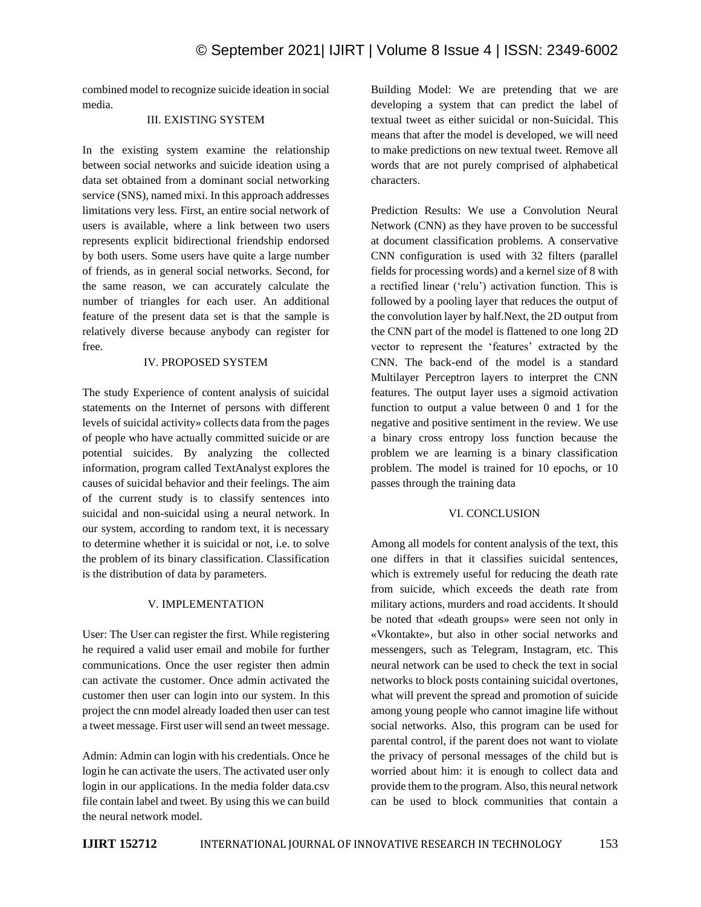combined model to recognize suicide ideation in social media.

## III. EXISTING SYSTEM

In the existing system examine the relationship between social networks and suicide ideation using a data set obtained from a dominant social networking service (SNS), named mixi. In this approach addresses limitations very less. First, an entire social network of users is available, where a link between two users represents explicit bidirectional friendship endorsed by both users. Some users have quite a large number of friends, as in general social networks. Second, for the same reason, we can accurately calculate the number of triangles for each user. An additional feature of the present data set is that the sample is relatively diverse because anybody can register for free.

## IV. PROPOSED SYSTEM

The study Experience of content analysis of suicidal statements on the Internet of persons with different levels of suicidal activity» collects data from the pages of people who have actually committed suicide or are potential suicides. By analyzing the collected information, program called TextAnalyst explores the causes of suicidal behavior and their feelings. The aim of the current study is to classify sentences into suicidal and non-suicidal using a neural network. In our system, according to random text, it is necessary to determine whether it is suicidal or not, i.e. to solve the problem of its binary classification. Classification is the distribution of data by parameters.

## V. IMPLEMENTATION

User: The User can register the first. While registering he required a valid user email and mobile for further communications. Once the user register then admin can activate the customer. Once admin activated the customer then user can login into our system. In this project the cnn model already loaded then user can test a tweet message. First user will send an tweet message.

Admin: Admin can login with his credentials. Once he login he can activate the users. The activated user only login in our applications. In the media folder data.csv file contain label and tweet. By using this we can build the neural network model.

Building Model: We are pretending that we are developing a system that can predict the label of textual tweet as either suicidal or non-Suicidal. This means that after the model is developed, we will need to make predictions on new textual tweet. Remove all words that are not purely comprised of alphabetical characters.

Prediction Results: We use a Convolution Neural Network (CNN) as they have proven to be successful at document classification problems. A conservative CNN configuration is used with 32 filters (parallel fields for processing words) and a kernel size of 8 with a rectified linear ('relu') activation function. This is followed by a pooling layer that reduces the output of the convolution layer by half.Next, the 2D output from the CNN part of the model is flattened to one long 2D vector to represent the 'features' extracted by the CNN. The back-end of the model is a standard Multilayer Perceptron layers to interpret the CNN features. The output layer uses a sigmoid activation function to output a value between 0 and 1 for the negative and positive sentiment in the review. We use a binary cross entropy loss function because the problem we are learning is a binary classification problem. The model is trained for 10 epochs, or 10 passes through the training data

## VI. CONCLUSION

Among all models for content analysis of the text, this one differs in that it classifies suicidal sentences, which is extremely useful for reducing the death rate from suicide, which exceeds the death rate from military actions, murders and road accidents. It should be noted that «death groups» were seen not only in «Vkontakte», but also in other social networks and messengers, such as Telegram, Instagram, etc. This neural network can be used to check the text in social networks to block posts containing suicidal overtones, what will prevent the spread and promotion of suicide among young people who cannot imagine life without social networks. Also, this program can be used for parental control, if the parent does not want to violate the privacy of personal messages of the child but is worried about him: it is enough to collect data and provide them to the program. Also, this neural network can be used to block communities that contain a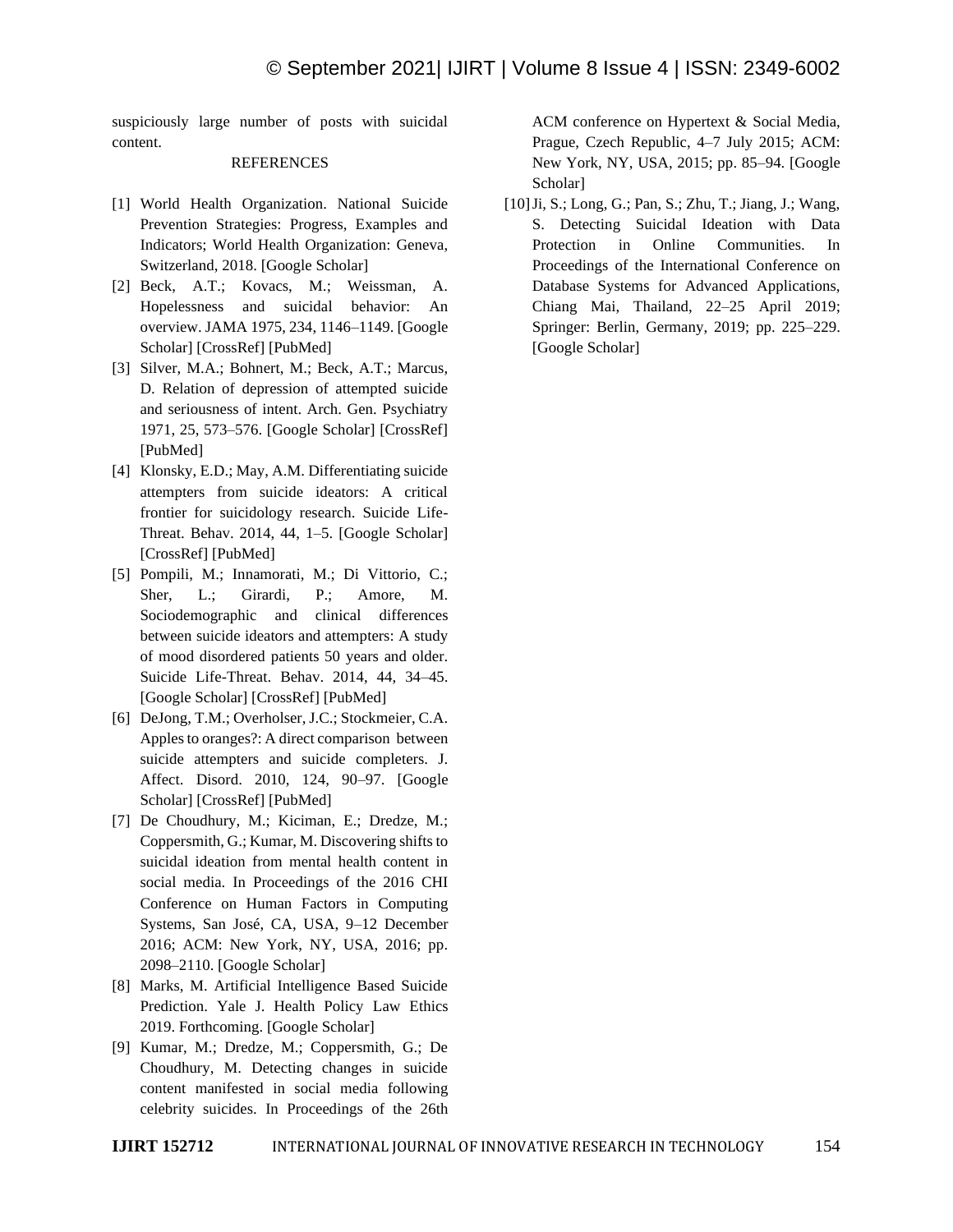suspiciously large number of posts with suicidal content.

## REFERENCES

[1] World Health Organization. National Suicide Prevention Strategies: Progress, Examples and Indicators; World Health Organization: Geneva, Switzerland, 2018. [Google Scholar]

[2] Beck, A.T.; Kovacs, M.; Weissman, A. Hopelessness and suicidal behavior: An overview. JAMA 1975, 234, 1146–1149. [Google Scholar] [CrossRef] [PubMed]

[3] Silver, M.A.; Bohnert, M.; Beck, A.T.; Marcus, D. Relation of depression of attempted suicide and seriousness of intent. Arch. Gen. Psychiatry 1971, 25, 573–576. [Google Scholar] [CrossRef] [PubMed]

[4] Klonsky, E.D.; May, A.M. Differentiating suicide attempters from suicide ideators: A critical frontier for suicidology research. Suicide Life-Threat. Behav. 2014, 44, 1–5. [Google Scholar] [CrossRef] [PubMed]

[5] Pompili, M.; Innamorati, M.; Di Vittorio, C.; Sher, L.; Girardi, P.; Amore, M. Sociodemographic and clinical differences between suicide ideators and attempters: A study of mood disordered patients 50 years and older. Suicide Life-Threat. Behav. 2014, 44, 34–45. [Google Scholar] [CrossRef] [PubMed]

[6] DeJong, T.M.; Overholser, J.C.; Stockmeier, C.A. Apples to oranges?: A direct comparison between suicide attempters and suicide completers. J. Affect. Disord. 2010, 124, 90–97. [Google Scholar] [CrossRef] [PubMed]

[7] De Choudhury, M.; Kiciman, E.; Dredze, M.; Coppersmith, G.; Kumar, M. Discovering shifts to suicidal ideation from mental health content in social media. In Proceedings of the 2016 CHI Conference on Human Factors in Computing Systems, San José, CA, USA, 9–12 December 2016; ACM: New York, NY, USA, 2016; pp. 2098–2110. [Google Scholar]

[8] Marks, M. Artificial Intelligence Based Suicide Prediction. Yale J. Health Policy Law Ethics 2019. Forthcoming. [Google Scholar]

[9] Kumar, M.; Dredze, M.; Coppersmith, G.; De Choudhury, M. Detecting changes in suicide content manifested in social media following celebrity suicides. In Proceedings of the 26th ACM conference on Hypertext & Social Media, Prague, Czech Republic, 4–7 July 2015; ACM: New York, NY, USA, 2015; pp. 85–94. [Google Scholar]

[10] Ji, S.; Long, G.; Pan, S.; Zhu, T.; Jiang, J.; Wang, S. Detecting Suicidal Ideation with Data Protection in Online Communities. In Proceedings of the International Conference on Database Systems for Advanced Applications, Chiang Mai, Thailand, 22–25 April 2019; Springer: Berlin, Germany, 2019; pp. 225–229. [Google Scholar]